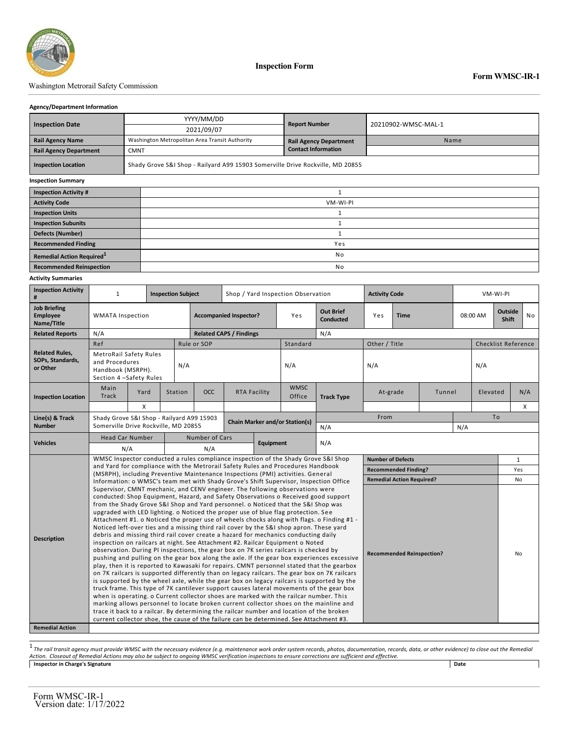Washington Metrorail Safety Commission

# Inspection Form

**Form WMSC-IR-1**

**Agency/Department Information**

| | | | |
|---|---|---|---|
| **Inspection Date** | YYYY/MM/DD<br>2021/09/07 | **Report Number** | 20210902-WMSC-MAL-1 |
| **Rail Agency Name** | Washington Metropolitan Area Transit Authority | **Rail Agency Department Contact Information** | Name |
| **Rail Agency Department** | CMNT | | |
| **Inspection Location** | Shady Grove S&I Shop - Railyard A99 15903 Somerville Drive Rockville, MD 20855 | | |

**Inspection Summary**

| | |
|---|---|
| **Inspection Activity #** | 1 |
| **Activity Code** | VM-WI-PI |
| **Inspection Units** | 1 |
| **Inspection Subunits** | 1 |
| **Defects (Number)** | 1 |
| **Recommended Finding** | Yes |
| **Remedial Action Required**[1] | No |
| **Recommended Reinspection** | No |

**Activity Summaries**

| | | | | | | | | | |
|---|---|---|---|---|---|---|---|---|---|
| **Inspection Activity #** | 1 | **Inspection Subject** | Shop / Yard Inspection Observation | **Activity Code** | VM-WI-PI | | | | |
| **Job Briefing Employee Name/Title** | WMATA Inspection | **Accompanied Inspector?** | Yes | **Out Brief Conducted** | Yes | **Time** | 08:00 AM | **Outside Shift** | No |
| **Related Reports** | N/A | **Related CAPS / Findings** | N/A | | | | | | |

**Related Rules, SOPs, Standards, or Other**

| Ref | Rule or SOP | Standard | Other / Title | Checklist Reference |
|---|---|---|---|---|
| MetroRail Safety Rules and Procedures Handbook (MSRPH). Section 4 –Safety Rules | N/A | N/A | N/A | N/A |

**Inspection Location**

| Main Track | Yard | Station | OCC | RTA Facility | WMSC Office |
|---|---|---|---|---|---|
| | X | | | | |

**Track Type**

| At-grade | Tunnel | Elevated | N/A |
|---|---|---|---|
| | | | X |

| | | | | |
|---|---|---|---|---|
| **Line(s) & Track Number** | Shady Grove S&I Shop - Railyard A99 15903 Somerville Drive Rockville, MD 20855 | **Chain Marker and/or Station(s)** | From: N/A | To: N/A |

| | | | | |
|---|---|---|---|---|
| **Vehicles** | Head Car Number: N/A | Number of Cars: N/A | **Equipment** | N/A |

**Description**

WMSC Inspector conducted a rules compliance inspection of the Shady Grove S&I Shop and Yard for compliance with the Metrorail Safety Rules and Procedures Handbook (MSRPH), including Preventive Maintenance Inspections (PMI) activities. General Information: o WMSC's team met with Shady Grove's Shift Supervisor, Inspection Office Supervisor, CMNT mechanic, and CENV engineer. The following observations were conducted: Shop Equipment, Hazard, and Safety Observations o Received good support from the Shady Grove S&I Shop and Yard personnel. o Noticed that the S&I Shop was upgraded with LED lighting. o Noticed the proper use of blue flag protection. See Attachment #1. o Noticed the proper use of wheels chocks along with flags. o Finding #1 - Noticed left-over ties and a missing third rail cover by the S&I shop apron. These yard debris and missing third rail cover create a hazard for mechanics conducting daily inspection on railcars at night. See Attachment #2. Railcar Equipment o Noted observation. During PI inspections, the gear box on 7K series railcars is checked by pushing and pulling on the gear box along the axle. If the gear box experiences excessive play, then it is reported to Kawasaki for repairs. CMNT personnel stated that the gearbox on 7K railcars is supported differently than on legacy railcars. The gear box on 7K railcars is supported by the wheel axle, while the gear box on legacy railcars is supported by the truck frame. This type of 7K cantilever support causes lateral movements of the gear box when is operating. o Current collector shoes are marked with the railcar number. This marking allows personnel to locate broken current collector shoes on the mainline and trace it back to a railcar. By determining the railcar number and location of the broken current collector shoe, the cause of the failure can be determined. See Attachment #3.

| | |
|---|---|
| **Number of Defects** | 1 |
| **Recommended Finding?** | Yes |
| **Remedial Action Required?** | No |
| **Recommended Reinspection?** | No |

**Remedial Action**

[1] *The rail transit agency must provide WMSC with the necessary evidence (e.g. maintenance work order system records, photos, documentation, records, data, or other evidence) to close out the Remedial Action. Closeout of Remedial Actions may also be subject to ongoing WMSC verification inspections to ensure corrections are sufficient and effective.*

| **Inspector in Charge's Signature** | **Date** |
|---|---|
| | |

Form WMSC-IR-1
Version date: 1/17/2022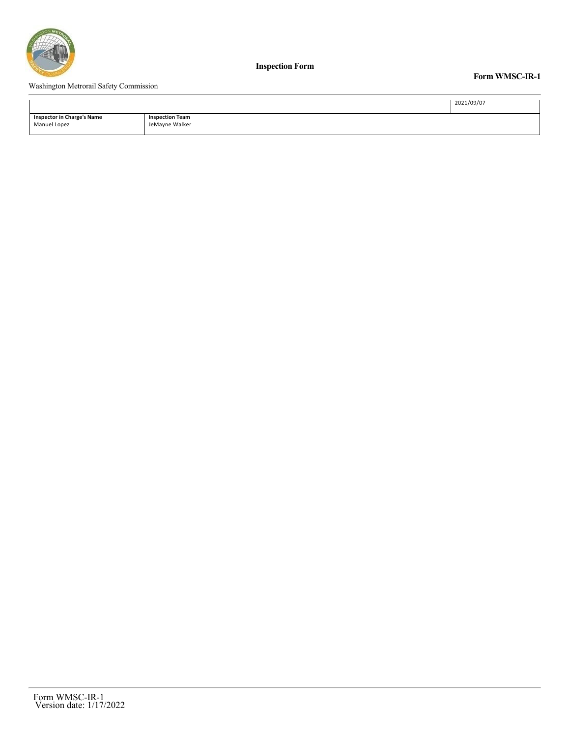Washington Metrorail Safety Commission

**Inspection Form**

**Form WMSC-IR-1**

| | | |
|---|---|---|
| | | 2021/09/07 |
| **Inspector in Charge's Name**<br>Manuel Lopez | **Inspection Team**<br>JeMayne Walker | |

Form WMSC-IR-1
Version date: 1/17/2022